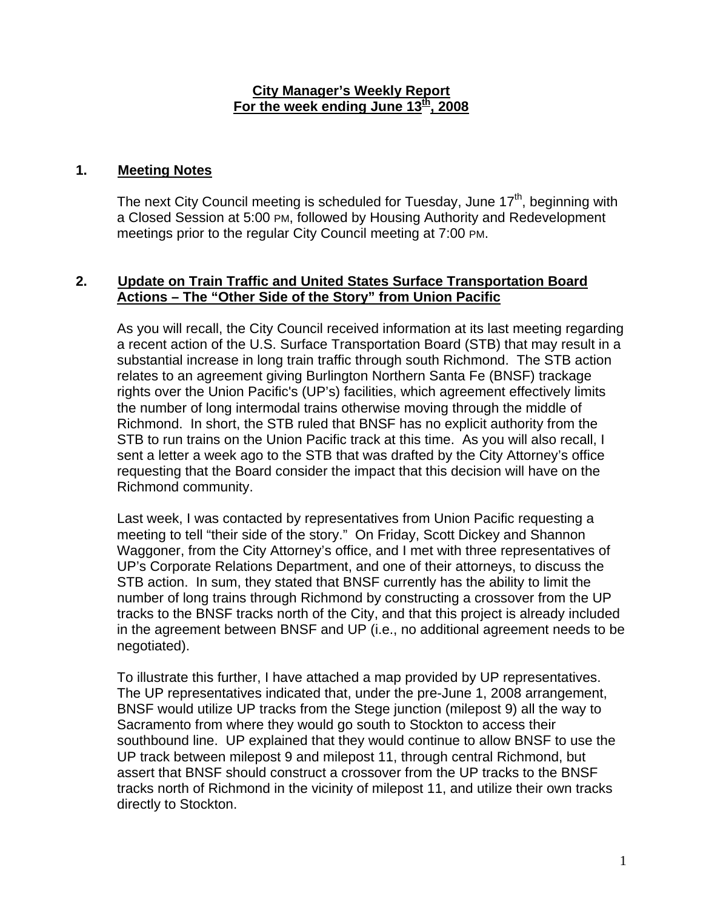# City Manager's Weekly Report
## For the week ending June 13th, 2008

## 1. Meeting Notes

The next City Council meeting is scheduled for Tuesday, June 17th, beginning with a Closed Session at 5:00 PM, followed by Housing Authority and Redevelopment meetings prior to the regular City Council meeting at 7:00 PM.

## 2. Update on Train Traffic and United States Surface Transportation Board Actions – The "Other Side of the Story" from Union Pacific

As you will recall, the City Council received information at its last meeting regarding a recent action of the U.S. Surface Transportation Board (STB) that may result in a substantial increase in long train traffic through south Richmond. The STB action relates to an agreement giving Burlington Northern Santa Fe (BNSF) trackage rights over the Union Pacific's (UP's) facilities, which agreement effectively limits the number of long intermodal trains otherwise moving through the middle of Richmond. In short, the STB ruled that BNSF has no explicit authority from the STB to run trains on the Union Pacific track at this time. As you will also recall, I sent a letter a week ago to the STB that was drafted by the City Attorney's office requesting that the Board consider the impact that this decision will have on the Richmond community.

Last week, I was contacted by representatives from Union Pacific requesting a meeting to tell "their side of the story." On Friday, Scott Dickey and Shannon Waggoner, from the City Attorney's office, and I met with three representatives of UP's Corporate Relations Department, and one of their attorneys, to discuss the STB action. In sum, they stated that BNSF currently has the ability to limit the number of long trains through Richmond by constructing a crossover from the UP tracks to the BNSF tracks north of the City, and that this project is already included in the agreement between BNSF and UP (i.e., no additional agreement needs to be negotiated).

To illustrate this further, I have attached a map provided by UP representatives. The UP representatives indicated that, under the pre-June 1, 2008 arrangement, BNSF would utilize UP tracks from the Stege junction (milepost 9) all the way to Sacramento from where they would go south to Stockton to access their southbound line. UP explained that they would continue to allow BNSF to use the UP track between milepost 9 and milepost 11, through central Richmond, but assert that BNSF should construct a crossover from the UP tracks to the BNSF tracks north of Richmond in the vicinity of milepost 11, and utilize their own tracks directly to Stockton.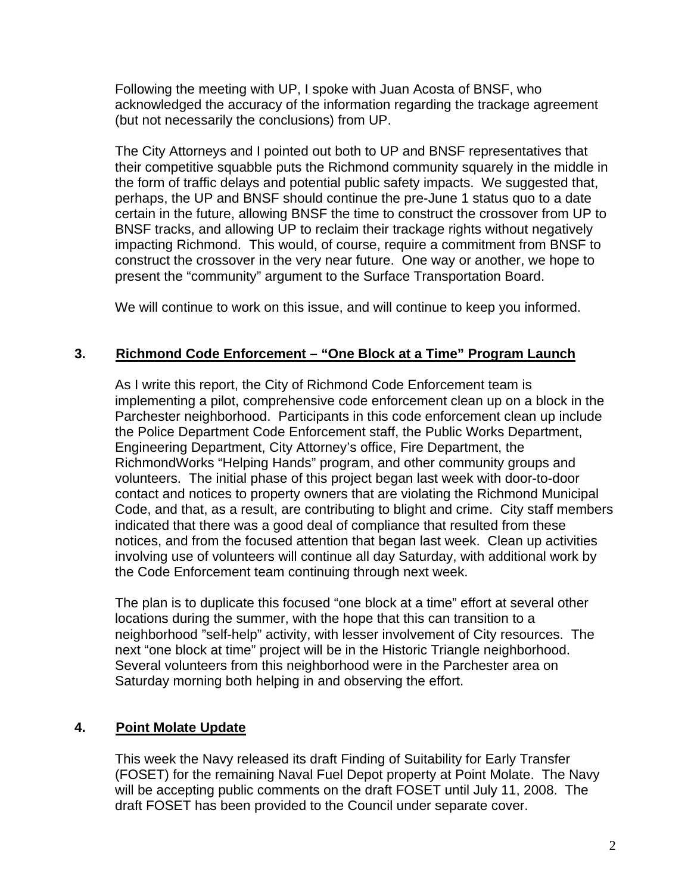Following the meeting with UP, I spoke with Juan Acosta of BNSF, who acknowledged the accuracy of the information regarding the trackage agreement (but not necessarily the conclusions) from UP.

The City Attorneys and I pointed out both to UP and BNSF representatives that their competitive squabble puts the Richmond community squarely in the middle in the form of traffic delays and potential public safety impacts. We suggested that, perhaps, the UP and BNSF should continue the pre-June 1 status quo to a date certain in the future, allowing BNSF the time to construct the crossover from UP to BNSF tracks, and allowing UP to reclaim their trackage rights without negatively impacting Richmond. This would, of course, require a commitment from BNSF to construct the crossover in the very near future. One way or another, we hope to present the "community" argument to the Surface Transportation Board.

We will continue to work on this issue, and will continue to keep you informed.

## 3. Richmond Code Enforcement – "One Block at a Time" Program Launch

As I write this report, the City of Richmond Code Enforcement team is implementing a pilot, comprehensive code enforcement clean up on a block in the Parchester neighborhood. Participants in this code enforcement clean up include the Police Department Code Enforcement staff, the Public Works Department, Engineering Department, City Attorney's office, Fire Department, the RichmondWorks "Helping Hands" program, and other community groups and volunteers. The initial phase of this project began last week with door-to-door contact and notices to property owners that are violating the Richmond Municipal Code, and that, as a result, are contributing to blight and crime. City staff members indicated that there was a good deal of compliance that resulted from these notices, and from the focused attention that began last week. Clean up activities involving use of volunteers will continue all day Saturday, with additional work by the Code Enforcement team continuing through next week.

The plan is to duplicate this focused "one block at a time" effort at several other locations during the summer, with the hope that this can transition to a neighborhood "self-help" activity, with lesser involvement of City resources. The next "one block at time" project will be in the Historic Triangle neighborhood. Several volunteers from this neighborhood were in the Parchester area on Saturday morning both helping in and observing the effort.

## 4. Point Molate Update

This week the Navy released its draft Finding of Suitability for Early Transfer (FOSET) for the remaining Naval Fuel Depot property at Point Molate. The Navy will be accepting public comments on the draft FOSET until July 11, 2008. The draft FOSET has been provided to the Council under separate cover.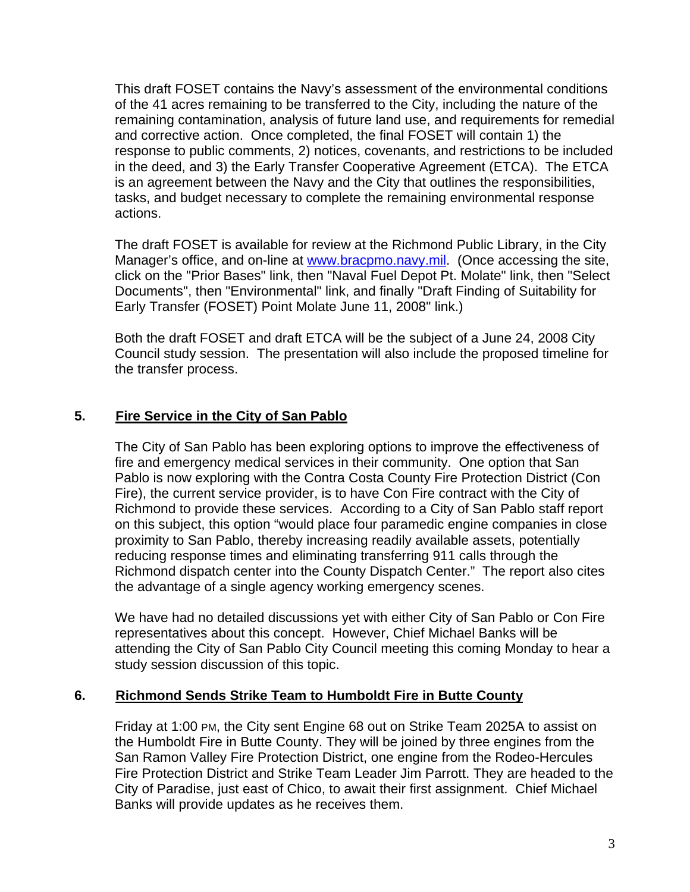This draft FOSET contains the Navy's assessment of the environmental conditions of the 41 acres remaining to be transferred to the City, including the nature of the remaining contamination, analysis of future land use, and requirements for remedial and corrective action. Once completed, the final FOSET will contain 1) the response to public comments, 2) notices, covenants, and restrictions to be included in the deed, and 3) the Early Transfer Cooperative Agreement (ETCA). The ETCA is an agreement between the Navy and the City that outlines the responsibilities, tasks, and budget necessary to complete the remaining environmental response actions.

The draft FOSET is available for review at the Richmond Public Library, in the City Manager's office, and on-line at [www.bracpmo.navy.mil](www.bracpmo.navy.mil). (Once accessing the site, click on the "Prior Bases" link, then "Naval Fuel Depot Pt. Molate" link, then "Select Documents", then "Environmental" link, and finally "Draft Finding of Suitability for Early Transfer (FOSET) Point Molate June 11, 2008" link.)

Both the draft FOSET and draft ETCA will be the subject of a June 24, 2008 City Council study session. The presentation will also include the proposed timeline for the transfer process.

## 5. <u>Fire Service in the City of San Pablo</u>

The City of San Pablo has been exploring options to improve the effectiveness of fire and emergency medical services in their community. One option that San Pablo is now exploring with the Contra Costa County Fire Protection District (Con Fire), the current service provider, is to have Con Fire contract with the City of Richmond to provide these services. According to a City of San Pablo staff report on this subject, this option "would place four paramedic engine companies in close proximity to San Pablo, thereby increasing readily available assets, potentially reducing response times and eliminating transferring 911 calls through the Richmond dispatch center into the County Dispatch Center." The report also cites the advantage of a single agency working emergency scenes.

We have had no detailed discussions yet with either City of San Pablo or Con Fire representatives about this concept. However, Chief Michael Banks will be attending the City of San Pablo City Council meeting this coming Monday to hear a study session discussion of this topic.

## 6. <u>Richmond Sends Strike Team to Humboldt Fire in Butte County</u>

Friday at 1:00 PM, the City sent Engine 68 out on Strike Team 2025A to assist on the Humboldt Fire in Butte County. They will be joined by three engines from the San Ramon Valley Fire Protection District, one engine from the Rodeo-Hercules Fire Protection District and Strike Team Leader Jim Parrott. They are headed to the City of Paradise, just east of Chico, to await their first assignment. Chief Michael Banks will provide updates as he receives them.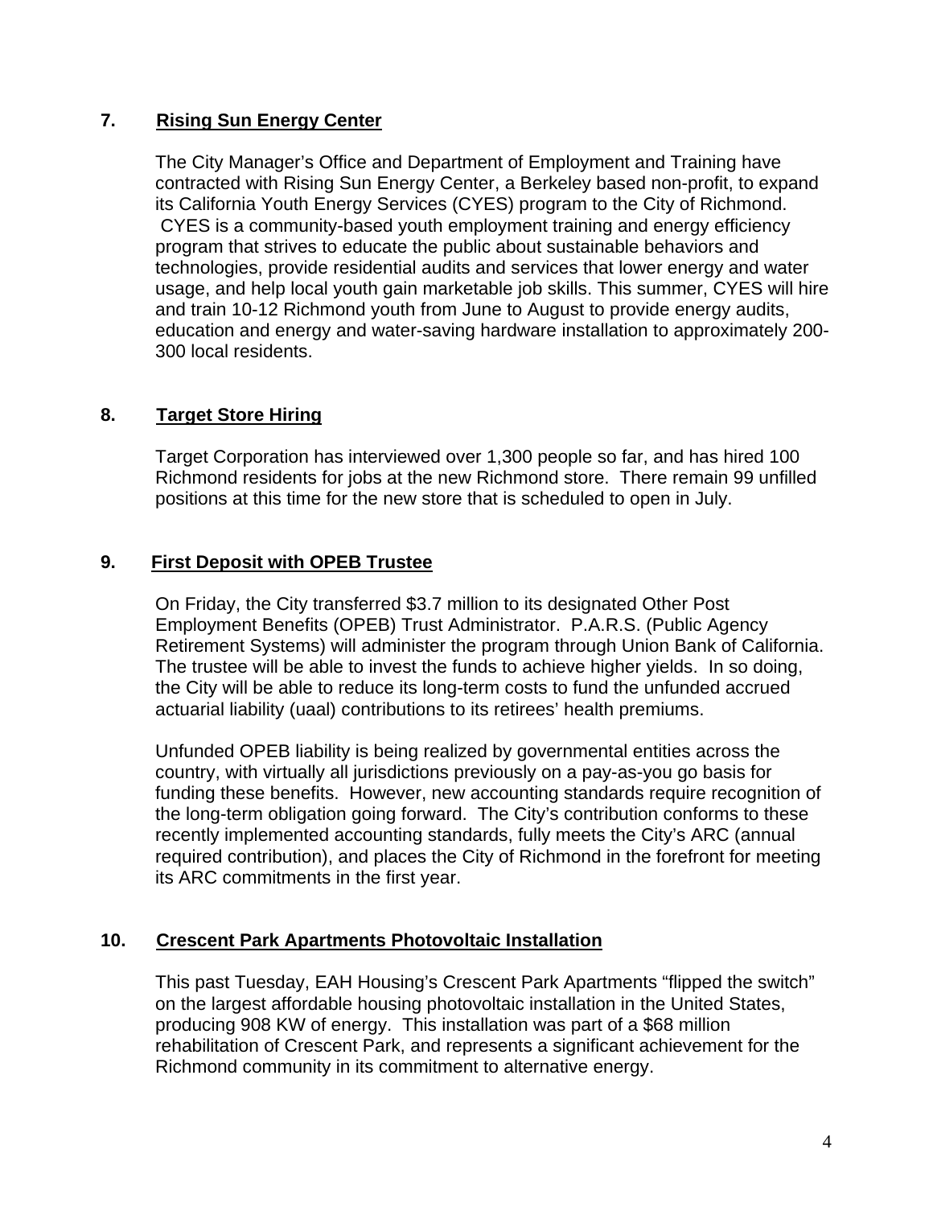## 7. **Rising Sun Energy Center**

The City Manager's Office and Department of Employment and Training have contracted with Rising Sun Energy Center, a Berkeley based non-profit, to expand its California Youth Energy Services (CYES) program to the City of Richmond. CYES is a community-based youth employment training and energy efficiency program that strives to educate the public about sustainable behaviors and technologies, provide residential audits and services that lower energy and water usage, and help local youth gain marketable job skills. This summer, CYES will hire and train 10-12 Richmond youth from June to August to provide energy audits, education and energy and water-saving hardware installation to approximately 200-300 local residents.

## 8. **Target Store Hiring**

Target Corporation has interviewed over 1,300 people so far, and has hired 100 Richmond residents for jobs at the new Richmond store. There remain 99 unfilled positions at this time for the new store that is scheduled to open in July.

## 9. **First Deposit with OPEB Trustee**

On Friday, the City transferred $3.7 million to its designated Other Post Employment Benefits (OPEB) Trust Administrator. P.A.R.S. (Public Agency Retirement Systems) will administer the program through Union Bank of California. The trustee will be able to invest the funds to achieve higher yields. In so doing, the City will be able to reduce its long-term costs to fund the unfunded accrued actuarial liability (uaal) contributions to its retirees' health premiums.

Unfunded OPEB liability is being realized by governmental entities across the country, with virtually all jurisdictions previously on a pay-as-you go basis for funding these benefits. However, new accounting standards require recognition of the long-term obligation going forward. The City's contribution conforms to these recently implemented accounting standards, fully meets the City's ARC (annual required contribution), and places the City of Richmond in the forefront for meeting its ARC commitments in the first year.

## 10. **Crescent Park Apartments Photovoltaic Installation**

This past Tuesday, EAH Housing's Crescent Park Apartments "flipped the switch" on the largest affordable housing photovoltaic installation in the United States, producing 908 KW of energy. This installation was part of a $68 million rehabilitation of Crescent Park, and represents a significant achievement for the Richmond community in its commitment to alternative energy.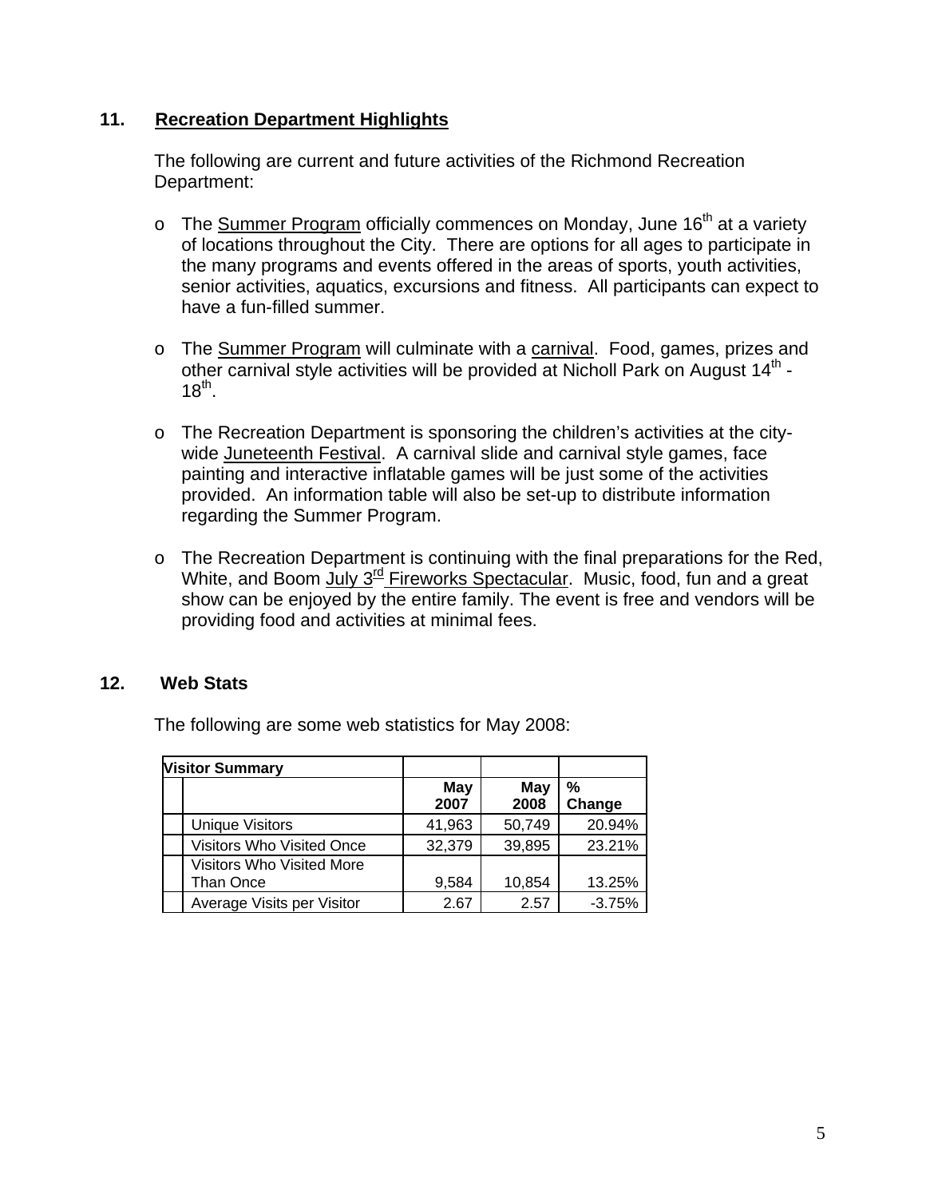## 11. Recreation Department Highlights

The following are current and future activities of the Richmond Recreation Department:

- The Summer Program officially commences on Monday, June 16th at a variety of locations throughout the City. There are options for all ages to participate in the many programs and events offered in the areas of sports, youth activities, senior activities, aquatics, excursions and fitness. All participants can expect to have a fun-filled summer.

- The Summer Program will culminate with a carnival. Food, games, prizes and other carnival style activities will be provided at Nicholl Park on August 14th - 18th.

- The Recreation Department is sponsoring the children's activities at the city-wide Juneteenth Festival. A carnival slide and carnival style games, face painting and interactive inflatable games will be just some of the activities provided. An information table will also be set-up to distribute information regarding the Summer Program.

- The Recreation Department is continuing with the final preparations for the Red, White, and Boom July 3rd Fireworks Spectacular. Music, food, fun and a great show can be enjoyed by the entire family. The event is free and vendors will be providing food and activities at minimal fees.

## 12. Web Stats

The following are some web statistics for May 2008:

| **Visitor Summary** | | | |
|---|---|---|---|
| | **May 2007** | **May 2008** | **% Change** |
| Unique Visitors | 41,963 | 50,749 | 20.94% |
| Visitors Who Visited Once | 32,379 | 39,895 | 23.21% |
| Visitors Who Visited More Than Once | 9,584 | 10,854 | 13.25% |
| Average Visits per Visitor | 2.67 | 2.57 | -3.75% |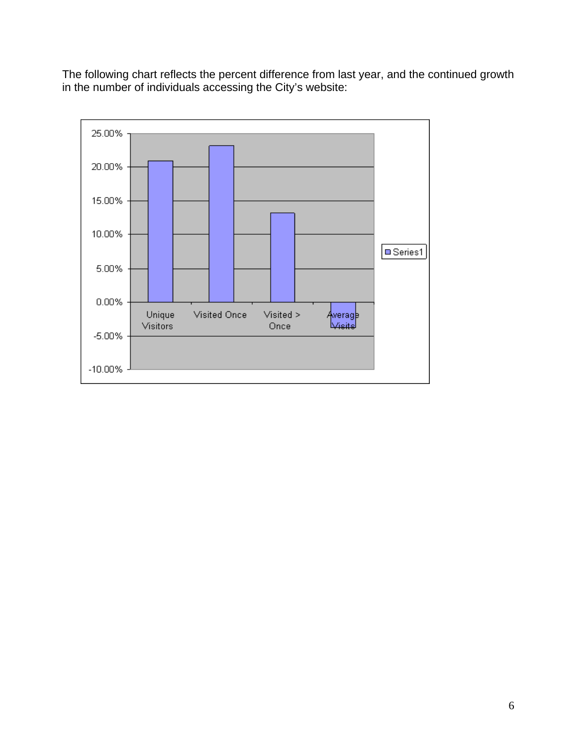The following chart reflects the percent difference from last year, and the continued growth in the number of individuals accessing the City's website:

| | Series1 |
|---|---|
| Unique Visitors | ~21% |
| Visited Once | ~23% |
| Visited > Once | ~13% |
| Average Visits | ~-4% |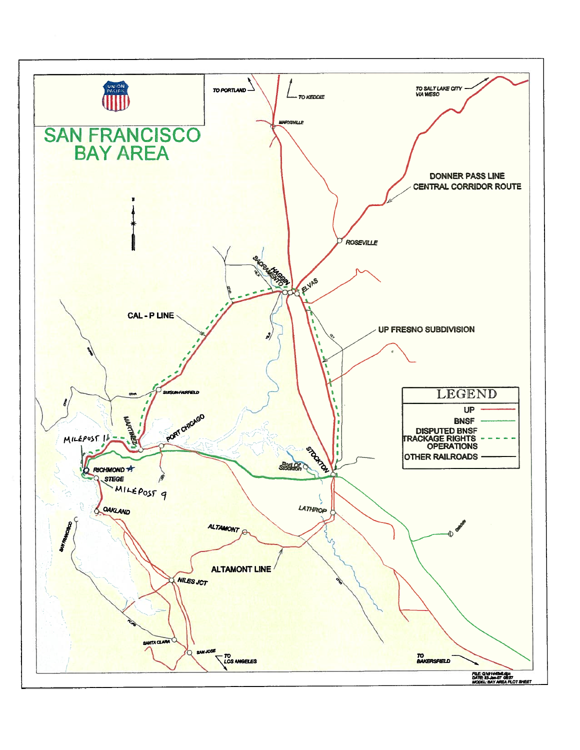UNION PACIFIC

# SAN FRANCISCO BAY AREA

TO PORTLAND

TO KEDDIE

TO SALT LAKE CITY VIA WESO

MARYSVILLE

DONNER PASS LINE
CENTRAL CORRIDOR ROUTE

ROSEVILLE

HAGGIN

SACRAMENTO

ELVAS

CAL - P LINE

UP FRESNO SUBDIVISION

SUISUN-FAIRFIELD

MARTINEZ

PORT CHICAGO

MILEPOST 11

RICHMOND

STEGE

MILEPOST 9

OAKLAND

STOCKTON

Port Of Stockton

LATHROP

ALTAMONT

ALTAMONT LINE

NILES JCT

SAN FRANCISCO

SANTA CLARA

SAN JOSE

TO LOS ANGELES

TO BAKERSFIELD

LEGEND

UP

BNSF

DISPUTED BNSF TRACKAGE RIGHTS OPERATIONS

OTHER RAILROADS

FILE: G:\31440\dl.dgn
DATE: 23-Jan-07 08:27
MODEL: BAY AREA PLOT SHEET